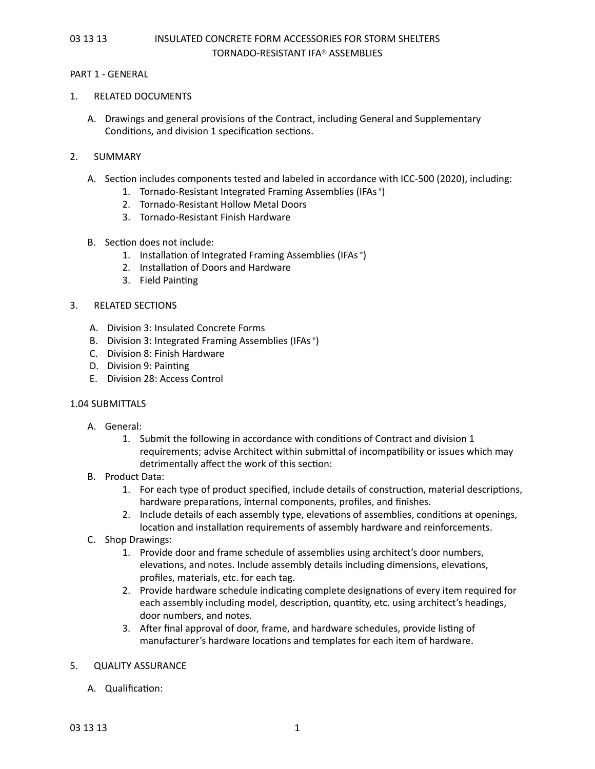# 03 13 13 INSULATED CONCRETE FORM ACCESSORIES FOR STORM SHELTERS

## TORNADO-RESISTANT IFA® ASSEMBLIES

## PART 1 - GENERAL

### 1. RELATED DOCUMENTS

A. Drawings and general provisions of the Contract, including General and Supplementary Conditions, and division 1 specification sections.

### 2. SUMMARY

A. Section includes components tested and labeled in accordance with ICC-500 (2020), including:
   1. Tornado-Resistant Integrated Framing Assemblies (IFAs®)
   2. Tornado-Resistant Hollow Metal Doors
   3. Tornado-Resistant Finish Hardware

B. Section does not include:
   1. Installation of Integrated Framing Assemblies (IFAs®)
   2. Installation of Doors and Hardware
   3. Field Painting

### 3. RELATED SECTIONS

A. Division 3: Insulated Concrete Forms
B. Division 3: Integrated Framing Assemblies (IFAs®)
C. Division 8: Finish Hardware
D. Division 9: Painting
E. Division 28: Access Control

### 1.04 SUBMITTALS

A. General:
   1. Submit the following in accordance with conditions of Contract and division 1 requirements; advise Architect within submittal of incompatibility or issues which may detrimentally affect the work of this section:

B. Product Data:
   1. For each type of product specified, include details of construction, material descriptions, hardware preparations, internal components, profiles, and finishes.
   2. Include details of each assembly type, elevations of assemblies, conditions at openings, location and installation requirements of assembly hardware and reinforcements.

C. Shop Drawings:
   1. Provide door and frame schedule of assemblies using architect's door numbers, elevations, and notes. Include assembly details including dimensions, elevations, profiles, materials, etc. for each tag.
   2. Provide hardware schedule indicating complete designations of every item required for each assembly including model, description, quantity, etc. using architect's headings, door numbers, and notes.
   3. After final approval of door, frame, and hardware schedules, provide listing of manufacturer's hardware locations and templates for each item of hardware.

### 5. QUALITY ASSURANCE

A. Qualification: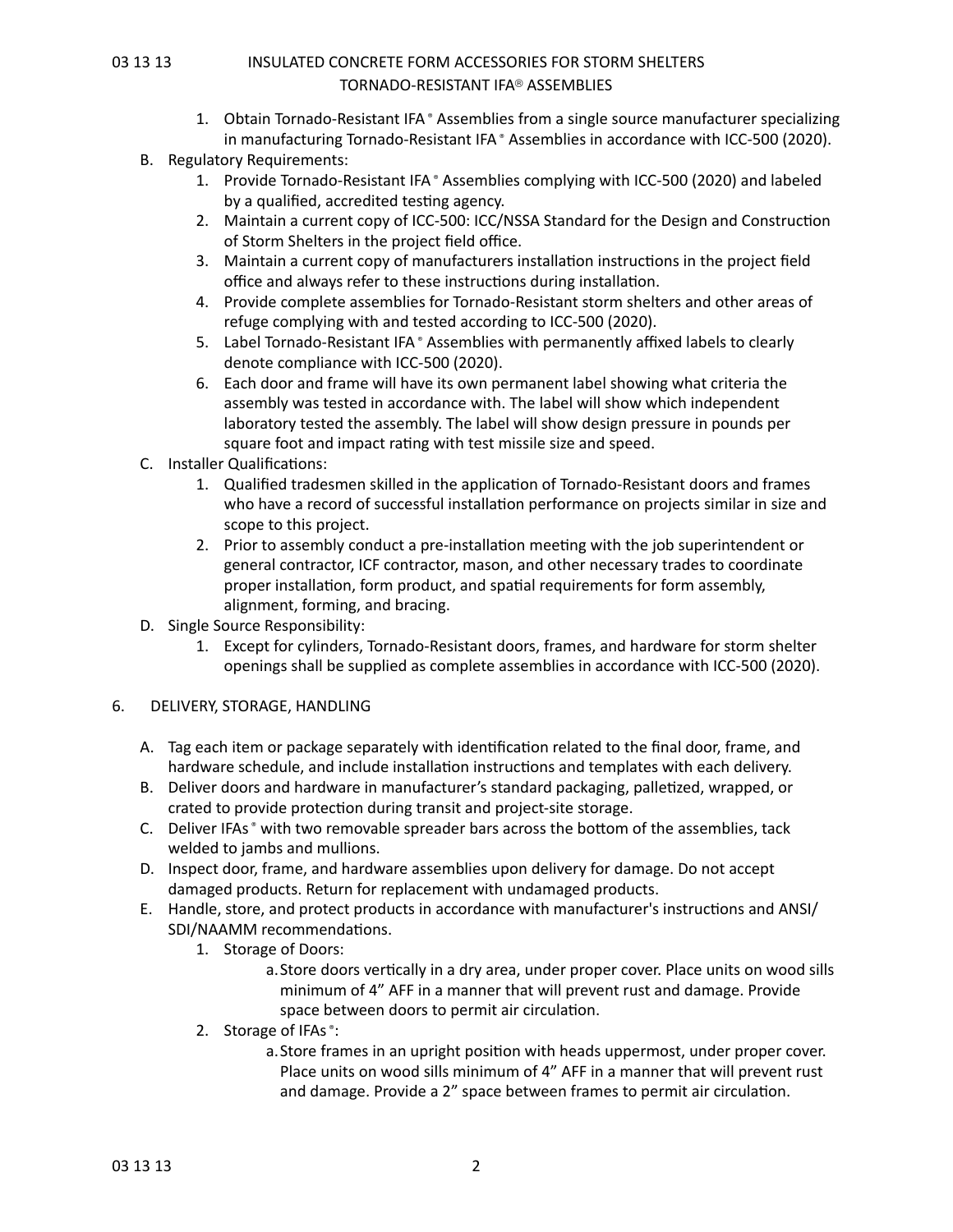1. Obtain Tornado-Resistant IFA® Assemblies from a single source manufacturer specializing in manufacturing Tornado-Resistant IFA® Assemblies in accordance with ICC-500 (2020).

B. Regulatory Requirements:
   1. Provide Tornado-Resistant IFA® Assemblies complying with ICC-500 (2020) and labeled by a qualified, accredited testing agency.
   2. Maintain a current copy of ICC-500: ICC/NSSA Standard for the Design and Construction of Storm Shelters in the project field office.
   3. Maintain a current copy of manufacturers installation instructions in the project field office and always refer to these instructions during installation.
   4. Provide complete assemblies for Tornado-Resistant storm shelters and other areas of refuge complying with and tested according to ICC-500 (2020).
   5. Label Tornado-Resistant IFA® Assemblies with permanently affixed labels to clearly denote compliance with ICC-500 (2020).
   6. Each door and frame will have its own permanent label showing what criteria the assembly was tested in accordance with. The label will show which independent laboratory tested the assembly. The label will show design pressure in pounds per square foot and impact rating with test missile size and speed.

C. Installer Qualifications:
   1. Qualified tradesmen skilled in the application of Tornado-Resistant doors and frames who have a record of successful installation performance on projects similar in size and scope to this project.
   2. Prior to assembly conduct a pre-installation meeting with the job superintendent or general contractor, ICF contractor, mason, and other necessary trades to coordinate proper installation, form product, and spatial requirements for form assembly, alignment, forming, and bracing.

D. Single Source Responsibility:
   1. Except for cylinders, Tornado-Resistant doors, frames, and hardware for storm shelter openings shall be supplied as complete assemblies in accordance with ICC-500 (2020).

6. DELIVERY, STORAGE, HANDLING

A. Tag each item or package separately with identification related to the final door, frame, and hardware schedule, and include installation instructions and templates with each delivery.

B. Deliver doors and hardware in manufacturer's standard packaging, palletized, wrapped, or crated to provide protection during transit and project-site storage.

C. Deliver IFAs® with two removable spreader bars across the bottom of the assemblies, tack welded to jambs and mullions.

D. Inspect door, frame, and hardware assemblies upon delivery for damage. Do not accept damaged products. Return for replacement with undamaged products.

E. Handle, store, and protect products in accordance with manufacturer's instructions and ANSI/SDI/NAAMM recommendations.
   1. Storage of Doors:
      a. Store doors vertically in a dry area, under proper cover. Place units on wood sills minimum of 4" AFF in a manner that will prevent rust and damage. Provide space between doors to permit air circulation.
   2. Storage of IFAs®:
      a. Store frames in an upright position with heads uppermost, under proper cover. Place units on wood sills minimum of 4" AFF in a manner that will prevent rust and damage. Provide a 2" space between frames to permit air circulation.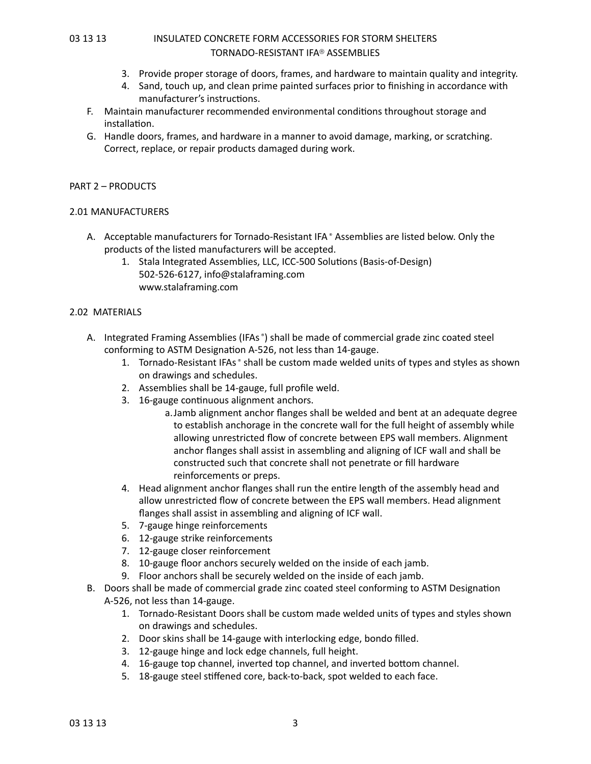3. Provide proper storage of doors, frames, and hardware to maintain quality and integrity.
4. Sand, touch up, and clean prime painted surfaces prior to finishing in accordance with manufacturer's instructions.

F. Maintain manufacturer recommended environmental conditions throughout storage and installation.

G. Handle doors, frames, and hardware in a manner to avoid damage, marking, or scratching. Correct, replace, or repair products damaged during work.

## PART 2 – PRODUCTS

### 2.01 MANUFACTURERS

A. Acceptable manufacturers for Tornado-Resistant IFA® Assemblies are listed below. Only the products of the listed manufacturers will be accepted.

   1. Stala Integrated Assemblies, LLC, ICC-500 Solutions (Basis-of-Design)
      502-526-6127, info@stalaframing.com
      www.stalaframing.com

### 2.02 MATERIALS

A. Integrated Framing Assemblies (IFAs®) shall be made of commercial grade zinc coated steel conforming to ASTM Designation A-526, not less than 14-gauge.

   1. Tornado-Resistant IFAs® shall be custom made welded units of types and styles as shown on drawings and schedules.
   2. Assemblies shall be 14-gauge, full profile weld.
   3. 16-gauge continuous alignment anchors.
      a. Jamb alignment anchor flanges shall be welded and bent at an adequate degree to establish anchorage in the concrete wall for the full height of assembly while allowing unrestricted flow of concrete between EPS wall members. Alignment anchor flanges shall assist in assembling and aligning of ICF wall and shall be constructed such that concrete shall not penetrate or fill hardware reinforcements or preps.
   4. Head alignment anchor flanges shall run the entire length of the assembly head and allow unrestricted flow of concrete between the EPS wall members. Head alignment flanges shall assist in assembling and aligning of ICF wall.
   5. 7-gauge hinge reinforcements
   6. 12-gauge strike reinforcements
   7. 12-gauge closer reinforcement
   8. 10-gauge floor anchors securely welded on the inside of each jamb.
   9. Floor anchors shall be securely welded on the inside of each jamb.

B. Doors shall be made of commercial grade zinc coated steel conforming to ASTM Designation A-526, not less than 14-gauge.

   1. Tornado-Resistant Doors shall be custom made welded units of types and styles shown on drawings and schedules.
   2. Door skins shall be 14-gauge with interlocking edge, bondo filled.
   3. 12-gauge hinge and lock edge channels, full height.
   4. 16-gauge top channel, inverted top channel, and inverted bottom channel.
   5. 18-gauge steel stiffened core, back-to-back, spot welded to each face.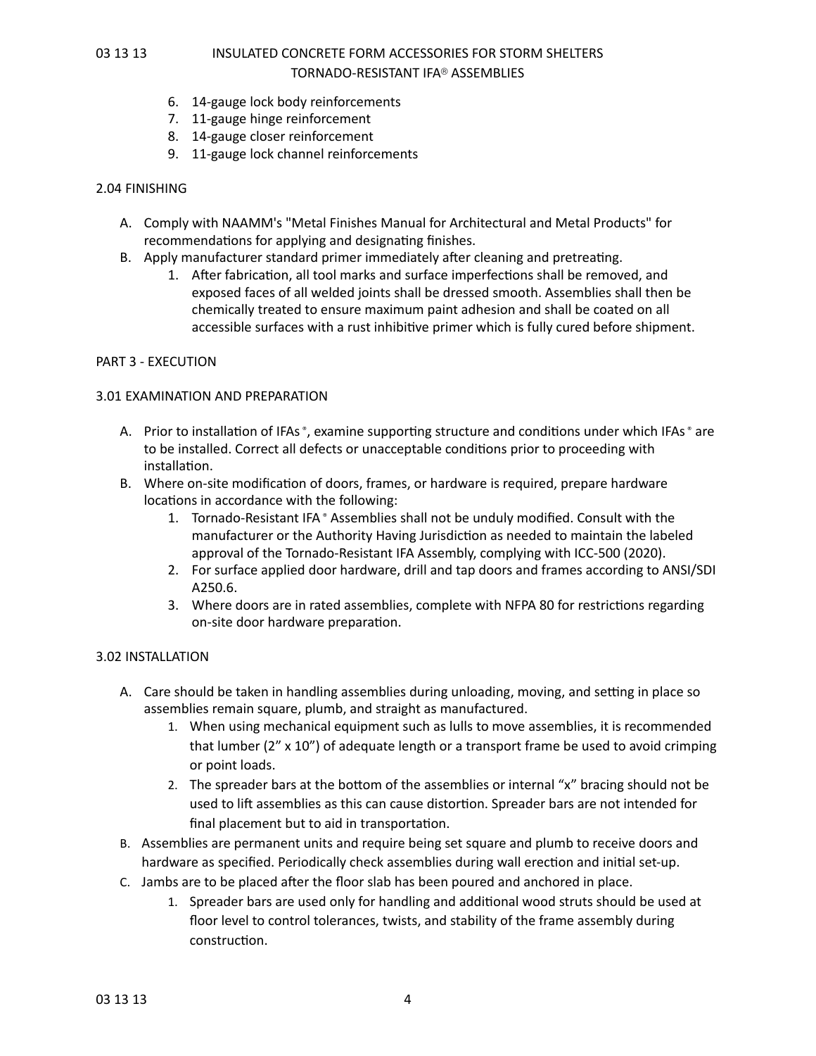6. 14-gauge lock body reinforcements
7. 11-gauge hinge reinforcement
8. 14-gauge closer reinforcement
9. 11-gauge lock channel reinforcements

## 2.04 FINISHING

A. Comply with NAAMM's "Metal Finishes Manual for Architectural and Metal Products" for recommendations for applying and designating finishes.
B. Apply manufacturer standard primer immediately after cleaning and pretreating.
    1. After fabrication, all tool marks and surface imperfections shall be removed, and exposed faces of all welded joints shall be dressed smooth. Assemblies shall then be chemically treated to ensure maximum paint adhesion and shall be coated on all accessible surfaces with a rust inhibitive primer which is fully cured before shipment.

# PART 3 - EXECUTION

## 3.01 EXAMINATION AND PREPARATION

A. Prior to installation of IFAs®, examine supporting structure and conditions under which IFAs® are to be installed. Correct all defects or unacceptable conditions prior to proceeding with installation.
B. Where on-site modification of doors, frames, or hardware is required, prepare hardware locations in accordance with the following:
    1. Tornado-Resistant IFA® Assemblies shall not be unduly modified. Consult with the manufacturer or the Authority Having Jurisdiction as needed to maintain the labeled approval of the Tornado-Resistant IFA Assembly, complying with ICC-500 (2020).
    2. For surface applied door hardware, drill and tap doors and frames according to ANSI/SDI A250.6.
    3. Where doors are in rated assemblies, complete with NFPA 80 for restrictions regarding on-site door hardware preparation.

## 3.02 INSTALLATION

A. Care should be taken in handling assemblies during unloading, moving, and setting in place so assemblies remain square, plumb, and straight as manufactured.
    1. When using mechanical equipment such as lulls to move assemblies, it is recommended that lumber (2" x 10") of adequate length or a transport frame be used to avoid crimping or point loads.
    2. The spreader bars at the bottom of the assemblies or internal "x" bracing should not be used to lift assemblies as this can cause distortion. Spreader bars are not intended for final placement but to aid in transportation.
B. Assemblies are permanent units and require being set square and plumb to receive doors and hardware as specified. Periodically check assemblies during wall erection and initial set-up.
C. Jambs are to be placed after the floor slab has been poured and anchored in place.
    1. Spreader bars are used only for handling and additional wood struts should be used at floor level to control tolerances, twists, and stability of the frame assembly during construction.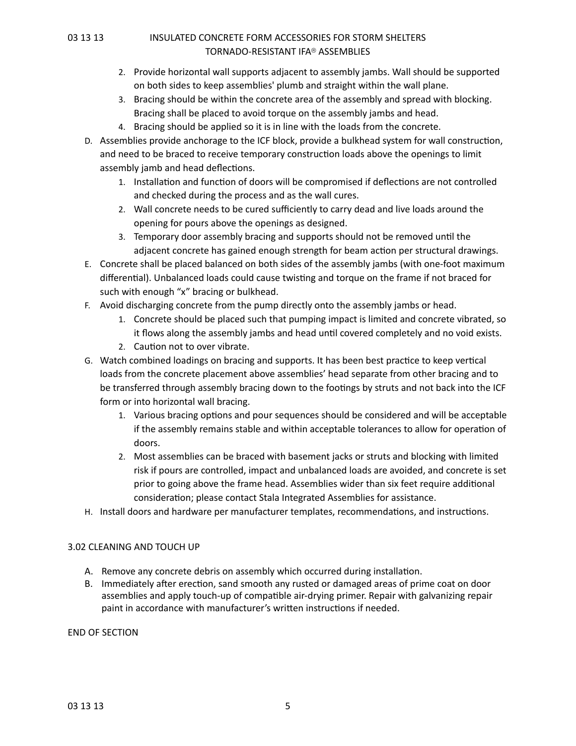2. Provide horizontal wall supports adjacent to assembly jambs. Wall should be supported on both sides to keep assemblies' plumb and straight within the wall plane.
3. Bracing should be within the concrete area of the assembly and spread with blocking. Bracing shall be placed to avoid torque on the assembly jambs and head.
4. Bracing should be applied so it is in line with the loads from the concrete.

D. Assemblies provide anchorage to the ICF block, provide a bulkhead system for wall construction, and need to be braced to receive temporary construction loads above the openings to limit assembly jamb and head deflections.
   1. Installation and function of doors will be compromised if deflections are not controlled and checked during the process and as the wall cures.
   2. Wall concrete needs to be cured sufficiently to carry dead and live loads around the opening for pours above the openings as designed.
   3. Temporary door assembly bracing and supports should not be removed until the adjacent concrete has gained enough strength for beam action per structural drawings.

E. Concrete shall be placed balanced on both sides of the assembly jambs (with one-foot maximum differential). Unbalanced loads could cause twisting and torque on the frame if not braced for such with enough "x" bracing or bulkhead.

F. Avoid discharging concrete from the pump directly onto the assembly jambs or head.
   1. Concrete should be placed such that pumping impact is limited and concrete vibrated, so it flows along the assembly jambs and head until covered completely and no void exists.
   2. Caution not to over vibrate.

G. Watch combined loadings on bracing and supports. It has been best practice to keep vertical loads from the concrete placement above assemblies' head separate from other bracing and to be transferred through assembly bracing down to the footings by struts and not back into the ICF form or into horizontal wall bracing.
   1. Various bracing options and pour sequences should be considered and will be acceptable if the assembly remains stable and within acceptable tolerances to allow for operation of doors.
   2. Most assemblies can be braced with basement jacks or struts and blocking with limited risk if pours are controlled, impact and unbalanced loads are avoided, and concrete is set prior to going above the frame head. Assemblies wider than six feet require additional consideration; please contact Stala Integrated Assemblies for assistance.

H. Install doors and hardware per manufacturer templates, recommendations, and instructions.

3.02 CLEANING AND TOUCH UP

A. Remove any concrete debris on assembly which occurred during installation.
B. Immediately after erection, sand smooth any rusted or damaged areas of prime coat on door assemblies and apply touch-up of compatible air-drying primer. Repair with galvanizing repair paint in accordance with manufacturer's written instructions if needed.

END OF SECTION